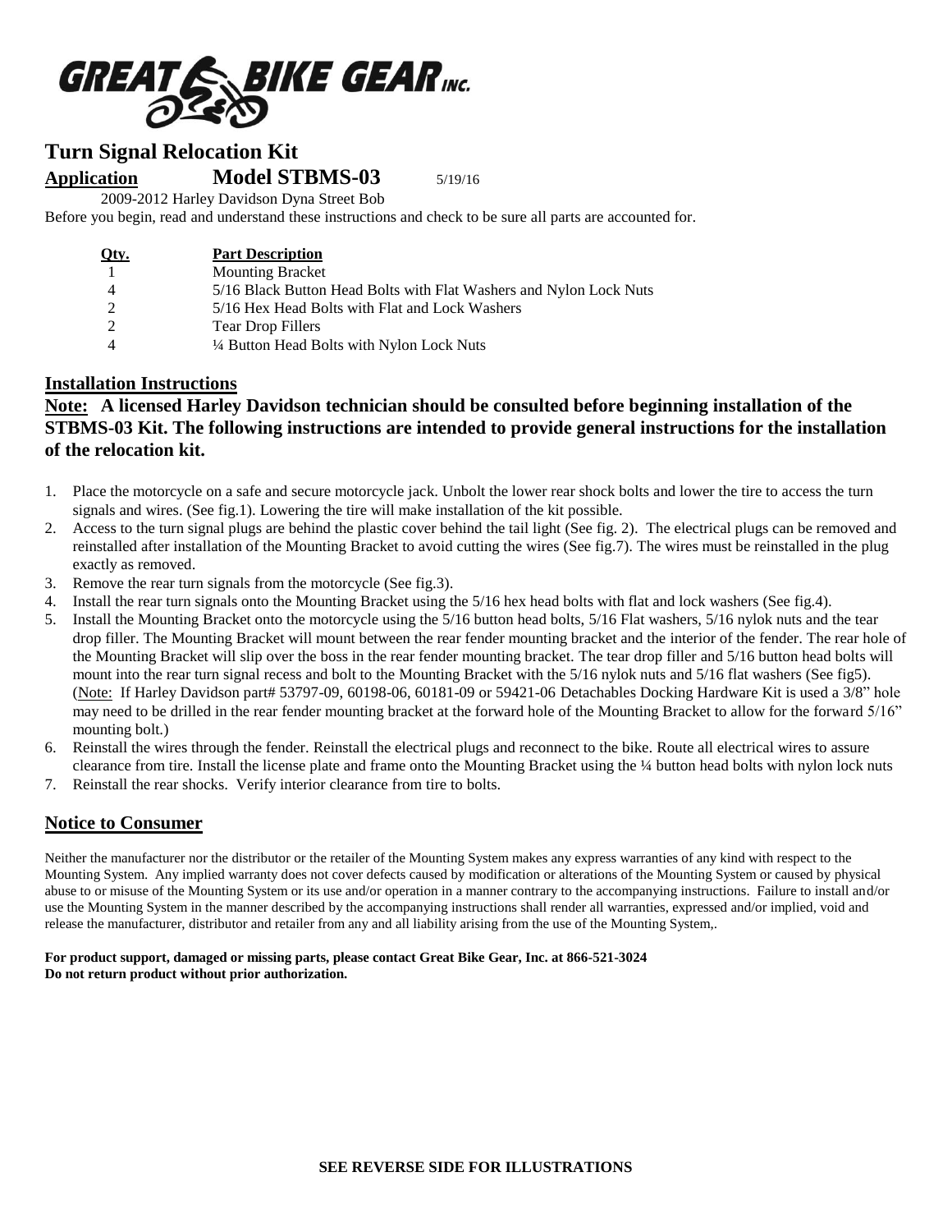GREAT BIKE GEAR INC.

# Turn Signal Relocation Kit

**Application** **Model STBMS-03** 5/19/16

2009-2012 Harley Davidson Dyna Street Bob

Before you begin, read and understand these instructions and check to be sure all parts are accounted for.

| Qty. | Part Description |
|---|---|
| 1 | Mounting Bracket |
| 4 | 5/16 Black Button Head Bolts with Flat Washers and Nylon Lock Nuts |
| 2 | 5/16 Hex Head Bolts with Flat and Lock Washers |
| 2 | Tear Drop Fillers |
| 4 | ¼ Button Head Bolts with Nylon Lock Nuts |

## Installation Instructions

**Note: A licensed Harley Davidson technician should be consulted before beginning installation of the STBMS-03 Kit. The following instructions are intended to provide general instructions for the installation of the relocation kit.**

1. Place the motorcycle on a safe and secure motorcycle jack. Unbolt the lower rear shock bolts and lower the tire to access the turn signals and wires. (See fig.1). Lowering the tire will make installation of the kit possible.
2. Access to the turn signal plugs are behind the plastic cover behind the tail light (See fig. 2). The electrical plugs can be removed and reinstalled after installation of the Mounting Bracket to avoid cutting the wires (See fig.7). The wires must be reinstalled in the plug exactly as removed.
3. Remove the rear turn signals from the motorcycle (See fig.3).
4. Install the rear turn signals onto the Mounting Bracket using the 5/16 hex head bolts with flat and lock washers (See fig.4).
5. Install the Mounting Bracket onto the motorcycle using the 5/16 button head bolts, 5/16 Flat washers, 5/16 nylok nuts and the tear drop filler. The Mounting Bracket will mount between the rear fender mounting bracket and the interior of the fender. The rear hole of the Mounting Bracket will slip over the boss in the rear fender mounting bracket. The tear drop filler and 5/16 button head bolts will mount into the rear turn signal recess and bolt to the Mounting Bracket with the 5/16 nylok nuts and 5/16 flat washers (See fig5). (Note: If Harley Davidson part# 53797-09, 60198-06, 60181-09 or 59421-06 Detachables Docking Hardware Kit is used a 3/8" hole may need to be drilled in the rear fender mounting bracket at the forward hole of the Mounting Bracket to allow for the forward 5/16" mounting bolt.)
6. Reinstall the wires through the fender. Reinstall the electrical plugs and reconnect to the bike. Route all electrical wires to assure clearance from tire. Install the license plate and frame onto the Mounting Bracket using the ¼ button head bolts with nylon lock nuts
7. Reinstall the rear shocks. Verify interior clearance from tire to bolts.

## Notice to Consumer

Neither the manufacturer nor the distributor or the retailer of the Mounting System makes any express warranties of any kind with respect to the Mounting System. Any implied warranty does not cover defects caused by modification or alterations of the Mounting System or caused by physical abuse to or misuse of the Mounting System or its use and/or operation in a manner contrary to the accompanying instructions. Failure to install and/or use the Mounting System in the manner described by the accompanying instructions shall render all warranties, expressed and/or implied, void and release the manufacturer, distributor and retailer from any and all liability arising from the use of the Mounting System,.

**For product support, damaged or missing parts, please contact Great Bike Gear, Inc. at 866-521-3024**
**Do not return product without prior authorization.**

**SEE REVERSE SIDE FOR ILLUSTRATIONS**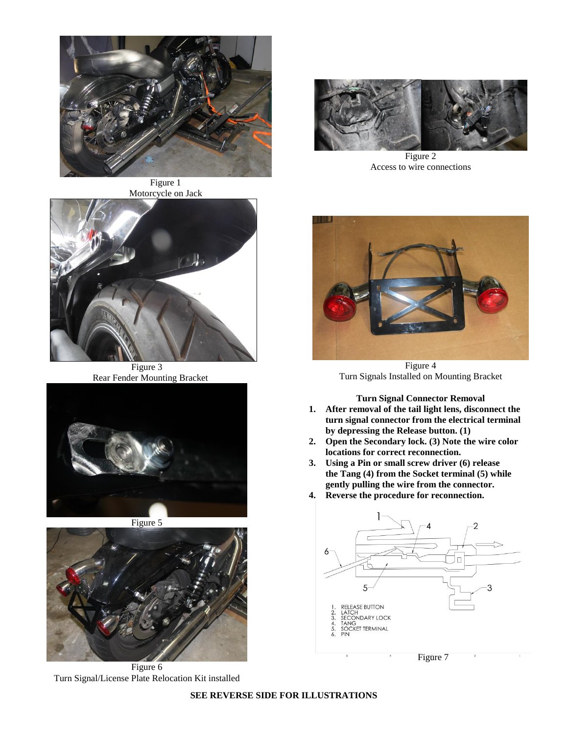Figure 1
Motorcycle on Jack

Figure 2
Access to wire connections

Figure 3
Rear Fender Mounting Bracket

Figure 4
Turn Signals Installed on Mounting Bracket

Figure 5

Figure 6
Turn Signal/License Plate Relocation Kit installed

**Turn Signal Connector Removal**

1. **After removal of the tail light lens, disconnect the turn signal connector from the electrical terminal by depressing the Release button. (1)**
2. **Open the Secondary lock. (3) Note the wire color locations for correct reconnection.**
3. **Using a Pin or small screw driver (6) release the Tang (4) from the Socket terminal (5) while gently pulling the wire from the connector.**
4. **Reverse the procedure for reconnection.**

1. RELEASE BUTTON
2. LATCH
3. SECONDARY LOCK
4. TANG
5. SOCKET TERMINAL
6. PIN

Figure 7

**SEE REVERSE SIDE FOR ILLUSTRATIONS**